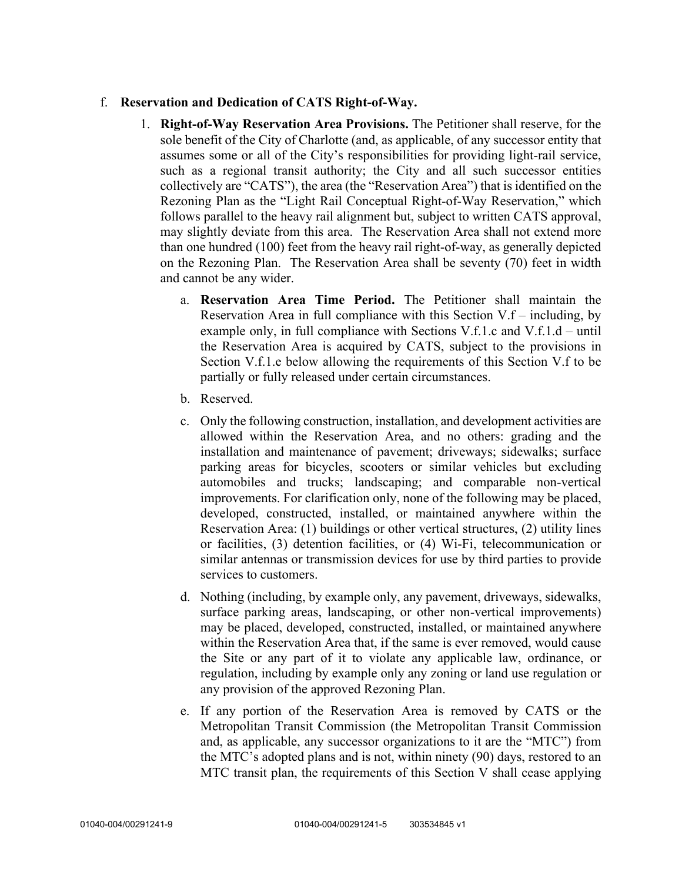f. **Reservation and Dedication of CATS Right-of-Way.**

1. **Right-of-Way Reservation Area Provisions.** The Petitioner shall reserve, for the sole benefit of the City of Charlotte (and, as applicable, of any successor entity that assumes some or all of the City's responsibilities for providing light-rail service, such as a regional transit authority; the City and all such successor entities collectively are "CATS"), the area (the "Reservation Area") that is identified on the Rezoning Plan as the "Light Rail Conceptual Right-of-Way Reservation," which follows parallel to the heavy rail alignment but, subject to written CATS approval, may slightly deviate from this area. The Reservation Area shall not extend more than one hundred (100) feet from the heavy rail right-of-way, as generally depicted on the Rezoning Plan. The Reservation Area shall be seventy (70) feet in width and cannot be any wider.

   a. **Reservation Area Time Period.** The Petitioner shall maintain the Reservation Area in full compliance with this Section V.f – including, by example only, in full compliance with Sections V.f.1.c and V.f.1.d – until the Reservation Area is acquired by CATS, subject to the provisions in Section V.f.1.e below allowing the requirements of this Section V.f to be partially or fully released under certain circumstances.

   b. Reserved.

   c. Only the following construction, installation, and development activities are allowed within the Reservation Area, and no others: grading and the installation and maintenance of pavement; driveways; sidewalks; surface parking areas for bicycles, scooters or similar vehicles but excluding automobiles and trucks; landscaping; and comparable non-vertical improvements. For clarification only, none of the following may be placed, developed, constructed, installed, or maintained anywhere within the Reservation Area: (1) buildings or other vertical structures, (2) utility lines or facilities, (3) detention facilities, or (4) Wi-Fi, telecommunication or similar antennas or transmission devices for use by third parties to provide services to customers.

   d. Nothing (including, by example only, any pavement, driveways, sidewalks, surface parking areas, landscaping, or other non-vertical improvements) may be placed, developed, constructed, installed, or maintained anywhere within the Reservation Area that, if the same is ever removed, would cause the Site or any part of it to violate any applicable law, ordinance, or regulation, including by example only any zoning or land use regulation or any provision of the approved Rezoning Plan.

   e. If any portion of the Reservation Area is removed by CATS or the Metropolitan Transit Commission (the Metropolitan Transit Commission and, as applicable, any successor organizations to it are the "MTC") from the MTC's adopted plans and is not, within ninety (90) days, restored to an MTC transit plan, the requirements of this Section V shall cease applying

01040-004/00291241-9 01040-004/00291241-5 303534845 v1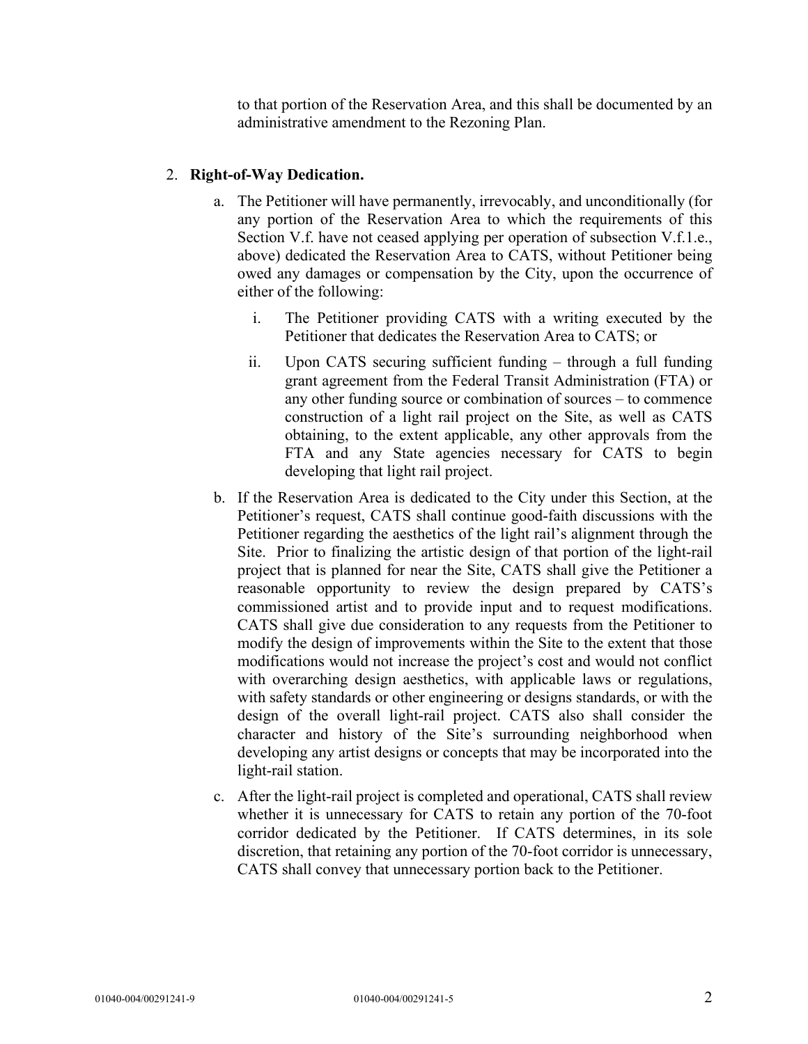to that portion of the Reservation Area, and this shall be documented by an administrative amendment to the Rezoning Plan.

2. **Right-of-Way Dedication.**

   a. The Petitioner will have permanently, irrevocably, and unconditionally (for any portion of the Reservation Area to which the requirements of this Section V.f. have not ceased applying per operation of subsection V.f.1.e., above) dedicated the Reservation Area to CATS, without Petitioner being owed any damages or compensation by the City, upon the occurrence of either of the following:

      i. The Petitioner providing CATS with a writing executed by the Petitioner that dedicates the Reservation Area to CATS; or

      ii. Upon CATS securing sufficient funding – through a full funding grant agreement from the Federal Transit Administration (FTA) or any other funding source or combination of sources – to commence construction of a light rail project on the Site, as well as CATS obtaining, to the extent applicable, any other approvals from the FTA and any State agencies necessary for CATS to begin developing that light rail project.

   b. If the Reservation Area is dedicated to the City under this Section, at the Petitioner's request, CATS shall continue good-faith discussions with the Petitioner regarding the aesthetics of the light rail's alignment through the Site. Prior to finalizing the artistic design of that portion of the light-rail project that is planned for near the Site, CATS shall give the Petitioner a reasonable opportunity to review the design prepared by CATS's commissioned artist and to provide input and to request modifications. CATS shall give due consideration to any requests from the Petitioner to modify the design of improvements within the Site to the extent that those modifications would not increase the project's cost and would not conflict with overarching design aesthetics, with applicable laws or regulations, with safety standards or other engineering or designs standards, or with the design of the overall light-rail project. CATS also shall consider the character and history of the Site's surrounding neighborhood when developing any artist designs or concepts that may be incorporated into the light-rail station.

   c. After the light-rail project is completed and operational, CATS shall review whether it is unnecessary for CATS to retain any portion of the 70-foot corridor dedicated by the Petitioner. If CATS determines, in its sole discretion, that retaining any portion of the 70-foot corridor is unnecessary, CATS shall convey that unnecessary portion back to the Petitioner.

01040-004/00291241-9 01040-004/00291241-5